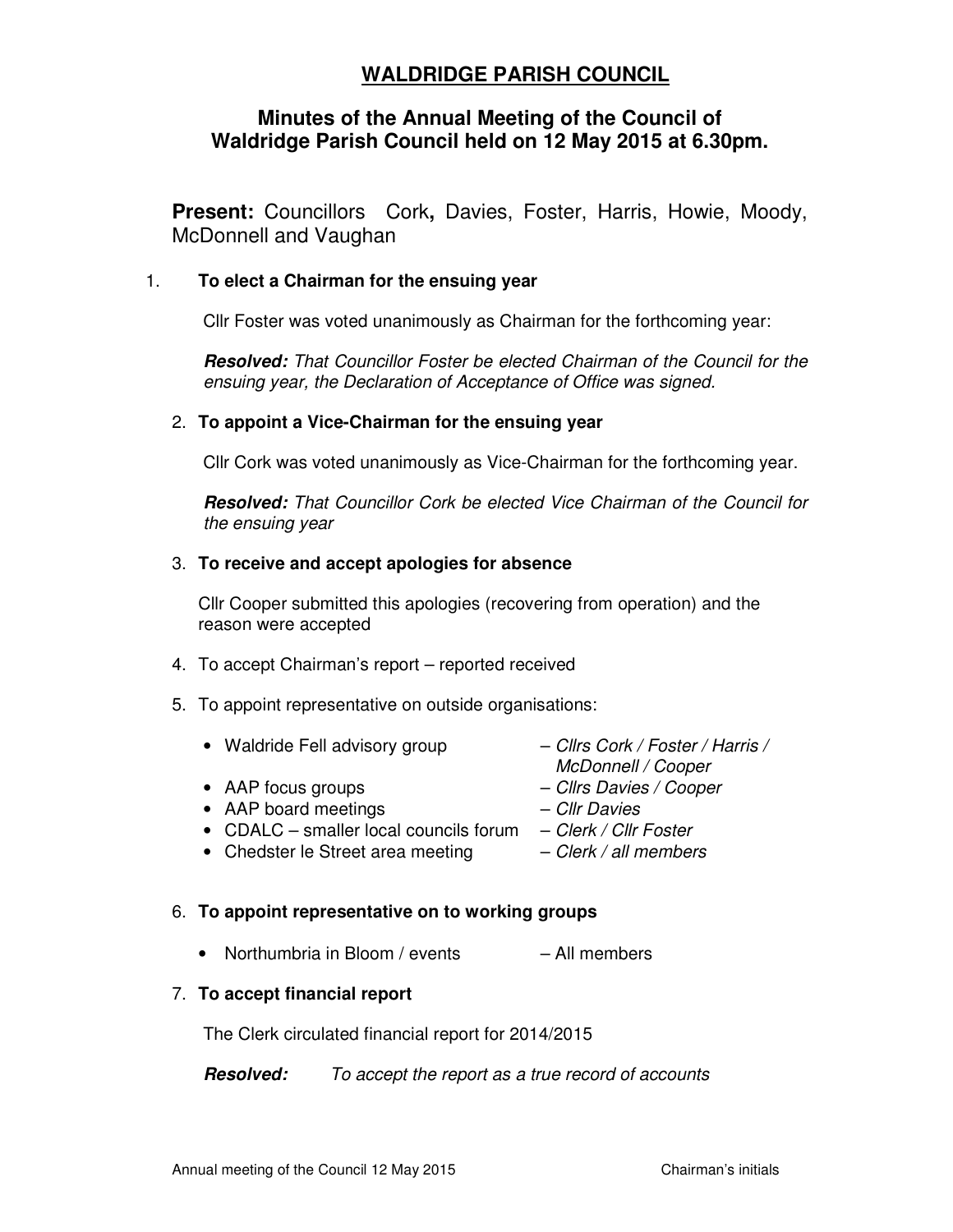# WALDRIDGE PARISH COUNCIL

## Minutes of the Annual Meeting of the Council of Waldridge Parish Council held on 12 May 2015 at 6.30pm.

**Present:** Councillors Cork**,** Davies, Foster, Harris, Howie, Moody, McDonnell and Vaughan

1. **To elect a Chairman for the ensuing year**

   Cllr Foster was voted unanimously as Chairman for the forthcoming year:

   ***Resolved:*** *That Councillor Foster be elected Chairman of the Council for the ensuing year, the Declaration of Acceptance of Office was signed.*

2. **To appoint a Vice-Chairman for the ensuing year**

   Cllr Cork was voted unanimously as Vice-Chairman for the forthcoming year.

   ***Resolved:*** *That Councillor Cork be elected Vice Chairman of the Council for the ensuing year*

3. **To receive and accept apologies for absence**

   Cllr Cooper submitted this apologies (recovering from operation) and the reason were accepted

4. To accept Chairman's report – reported received

5. To appoint representative on outside organisations:

   - Waldride Fell advisory group – *Cllrs Cork / Foster / Harris / McDonnell / Cooper*
   - AAP focus groups – *Cllrs Davies / Cooper*
   - AAP board meetings – *Cllr Davies*
   - CDALC – smaller local councils forum – *Clerk / Cllr Foster*
   - Chedster le Street area meeting – *Clerk / all members*

6. **To appoint representative on to working groups**

   - Northumbria in Bloom / events – All members

7. **To accept financial report**

   The Clerk circulated financial report for 2014/2015

   ***Resolved:*** *To accept the report as a true record of accounts*

Chairman's initials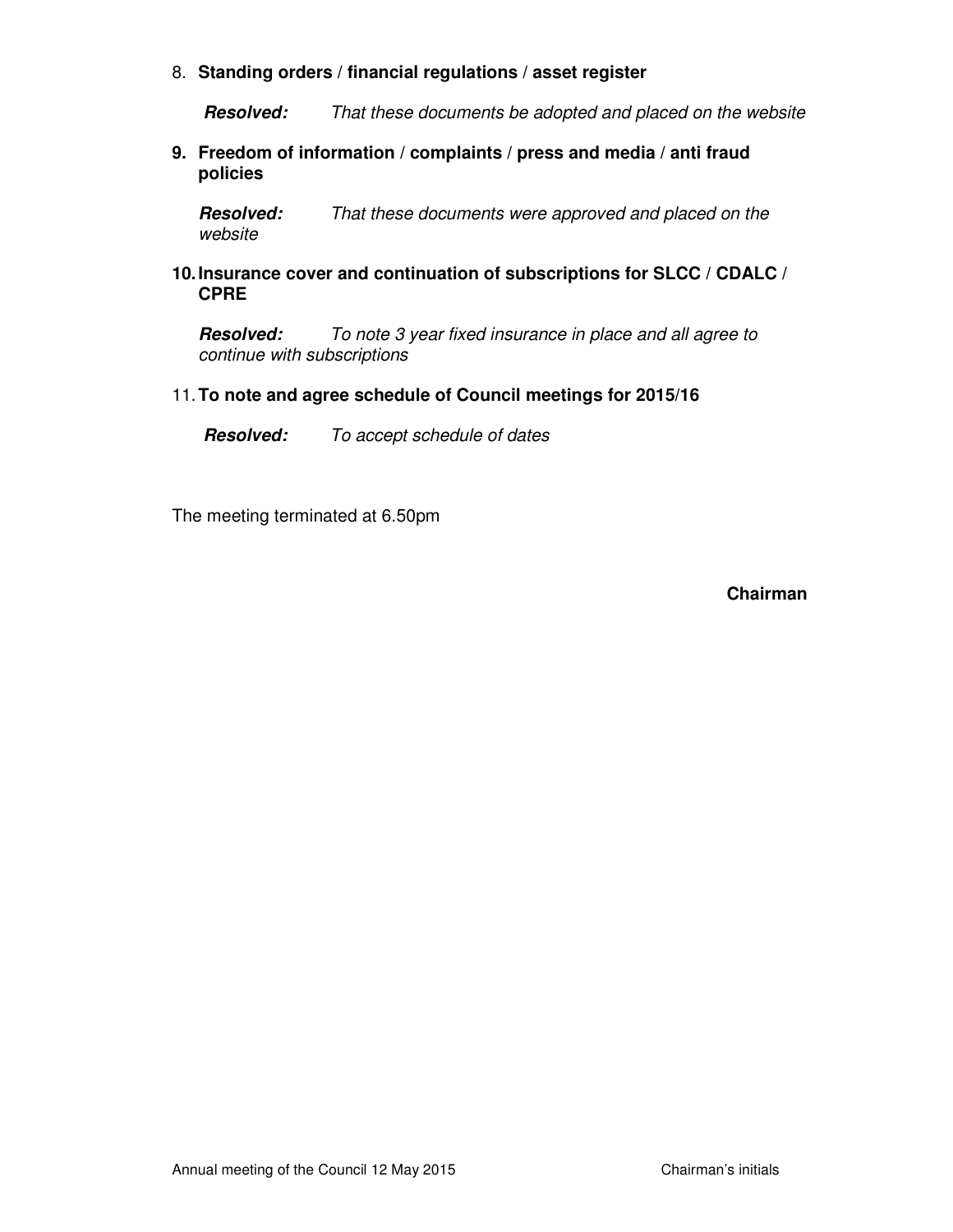8. **Standing orders / financial regulations / asset register**

   ***Resolved:*** *That these documents be adopted and placed on the website*

9. **Freedom of information / complaints / press and media / anti fraud policies**

   ***Resolved:*** *That these documents were approved and placed on the website*

10. **Insurance cover and continuation of subscriptions for SLCC / CDALC / CPRE**

    ***Resolved:*** *To note 3 year fixed insurance in place and all agree to continue with subscriptions*

11. **To note and agree schedule of Council meetings for 2015/16**

    ***Resolved:*** *To accept schedule of dates*

The meeting terminated at 6.50pm

**Chairman**

Annual meeting of the Council 12 May 2015 Chairman's initials